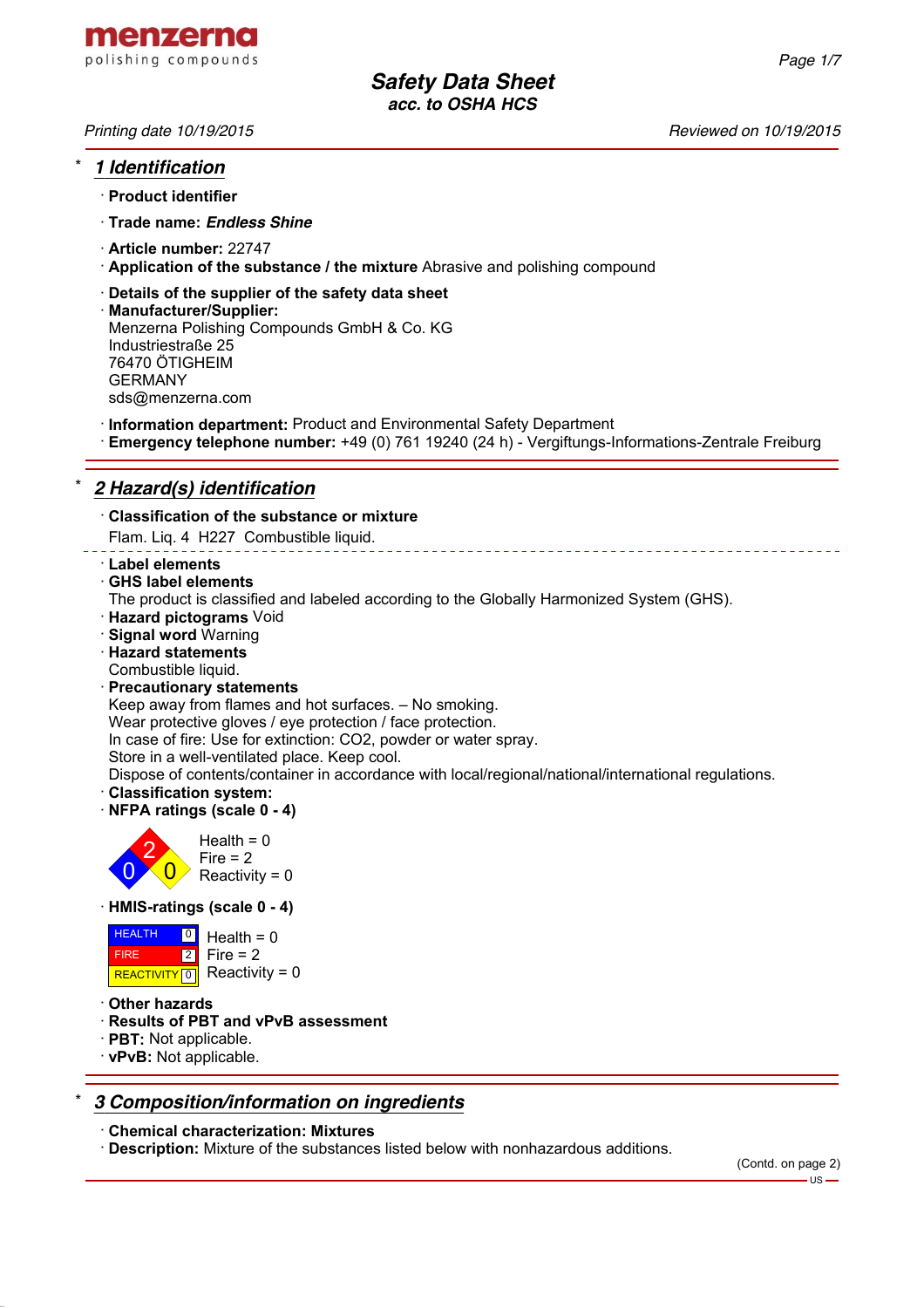menzerna
polishing compounds

# Safety Data Sheet
## acc. to OSHA HCS

*Printing date 10/19/2015* — *Reviewed on 10/19/2015*

## * 1 Identification

· **Product identifier**

· **Trade name:** ***Endless Shine***

· **Article number:** 22747

· **Application of the substance / the mixture** Abrasive and polishing compound

· **Details of the supplier of the safety data sheet**

· **Manufacturer/Supplier:**
Menzerna Polishing Compounds GmbH & Co. KG
Industriestraße 25
76470 ÖTIGHEIM
GERMANY
sds@menzerna.com

· **Information department:** Product and Environmental Safety Department

· **Emergency telephone number:** +49 (0) 761 19240 (24 h) - Vergiftungs-Informations-Zentrale Freiburg

## * 2 Hazard(s) identification

· **Classification of the substance or mixture**
Flam. Liq. 4 H227 Combustible liquid.

· **Label elements**

· **GHS label elements**
The product is classified and labeled according to the Globally Harmonized System (GHS).

· **Hazard pictograms** Void

· **Signal word** Warning

· **Hazard statements**
Combustible liquid.

· **Precautionary statements**
Keep away from flames and hot surfaces. – No smoking.
Wear protective gloves / eye protection / face protection.
In case of fire: Use for extinction: $CO_2$, powder or water spray.
Store in a well-ventilated place. Keep cool.
Dispose of contents/container in accordance with local/regional/national/international regulations.

· **Classification system:**

· **NFPA ratings (scale 0 - 4)**

Health = 0
Fire = 2
Reactivity = 0

· **HMIS-ratings (scale 0 - 4)**

| | | |
|---|---|---|
| HEALTH | 0 | Health = 0 |
| FIRE | 2 | Fire = 2 |
| REACTIVITY | 0 | Reactivity = 0 |

· **Other hazards**

· **Results of PBT and vPvB assessment**

· **PBT:** Not applicable.

· **vPvB:** Not applicable.

## * 3 Composition/information on ingredients

· **Chemical characterization: Mixtures**

· **Description:** Mixture of the substances listed below with nonhazardous additions.

(Contd. on page 2)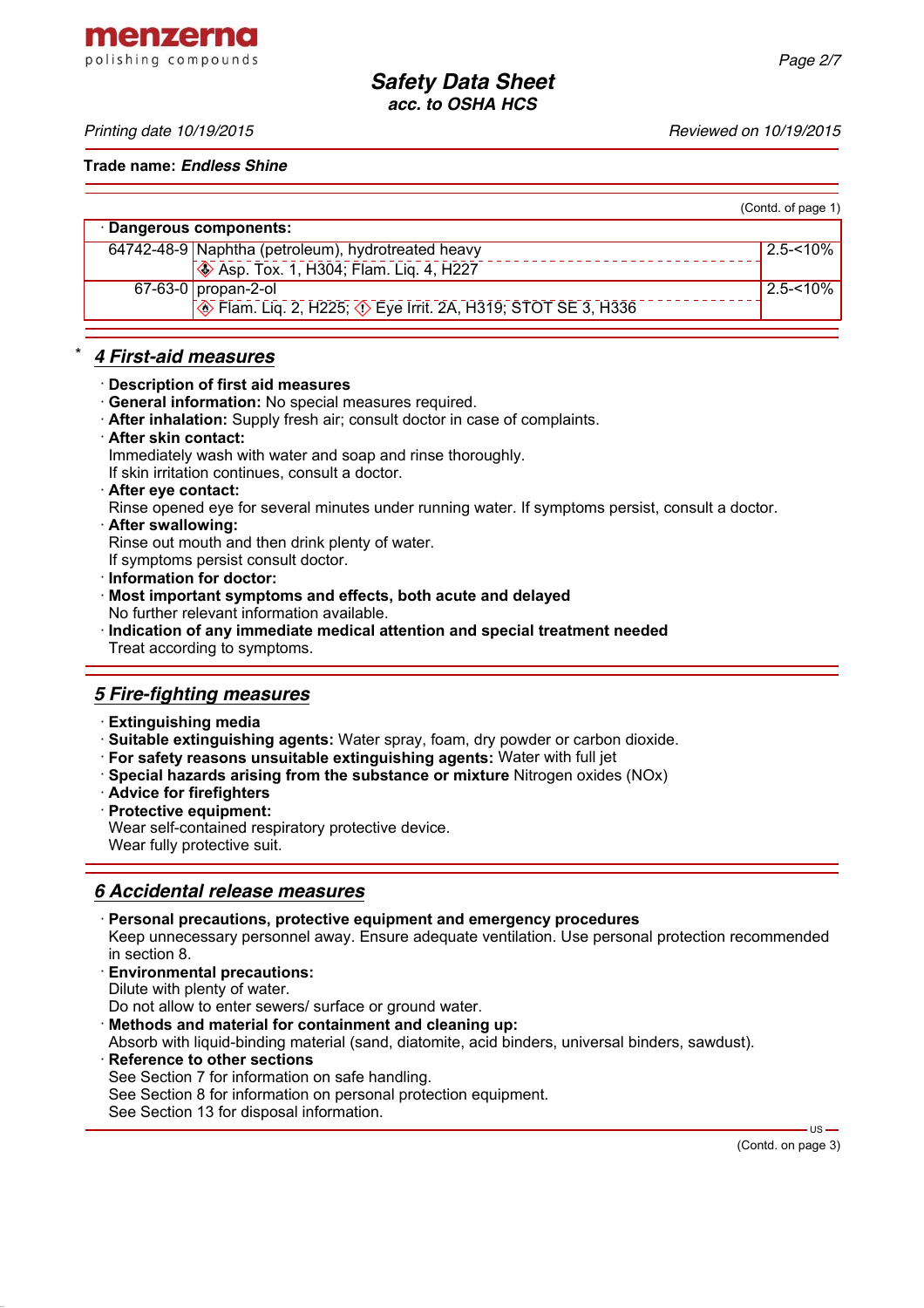Trade name: ***Endless Shine***

(Contd. of page 1)

| · Dangerous components: | | |
|---|---|---|
| 64742-48-9 | Naphtha (petroleum), hydrotreated heavy<br>Asp. Tox. 1, H304; Flam. Liq. 4, H227 | 2.5-<10% |
| 67-63-0 | propan-2-ol<br>Flam. Liq. 2, H225; Eye Irrit. 2A, H319; STOT SE 3, H336 | 2.5-<10% |

## * *4 First-aid measures*

· **Description of first aid measures**
· **General information:** No special measures required.
· **After inhalation:** Supply fresh air; consult doctor in case of complaints.
· **After skin contact:**
Immediately wash with water and soap and rinse thoroughly.
If skin irritation continues, consult a doctor.
· **After eye contact:**
Rinse opened eye for several minutes under running water. If symptoms persist, consult a doctor.
· **After swallowing:**
Rinse out mouth and then drink plenty of water.
If symptoms persist consult doctor.
· **Information for doctor:**
· **Most important symptoms and effects, both acute and delayed**
No further relevant information available.
· **Indication of any immediate medical attention and special treatment needed**
Treat according to symptoms.

## *5 Fire-fighting measures*

· **Extinguishing media**
· **Suitable extinguishing agents:** Water spray, foam, dry powder or carbon dioxide.
· **For safety reasons unsuitable extinguishing agents:** Water with full jet
· **Special hazards arising from the substance or mixture** Nitrogen oxides ($NO_x$)
· **Advice for firefighters**
· **Protective equipment:**
Wear self-contained respiratory protective device.
Wear fully protective suit.

## *6 Accidental release measures*

· **Personal precautions, protective equipment and emergency procedures**
Keep unnecessary personnel away. Ensure adequate ventilation. Use personal protection recommended in section 8.
· **Environmental precautions:**
Dilute with plenty of water.
Do not allow to enter sewers/ surface or ground water.
· **Methods and material for containment and cleaning up:**
Absorb with liquid-binding material (sand, diatomite, acid binders, universal binders, sawdust).
· **Reference to other sections**
See Section 7 for information on safe handling.
See Section 8 for information on personal protection equipment.
See Section 13 for disposal information.

(Contd. on page 3)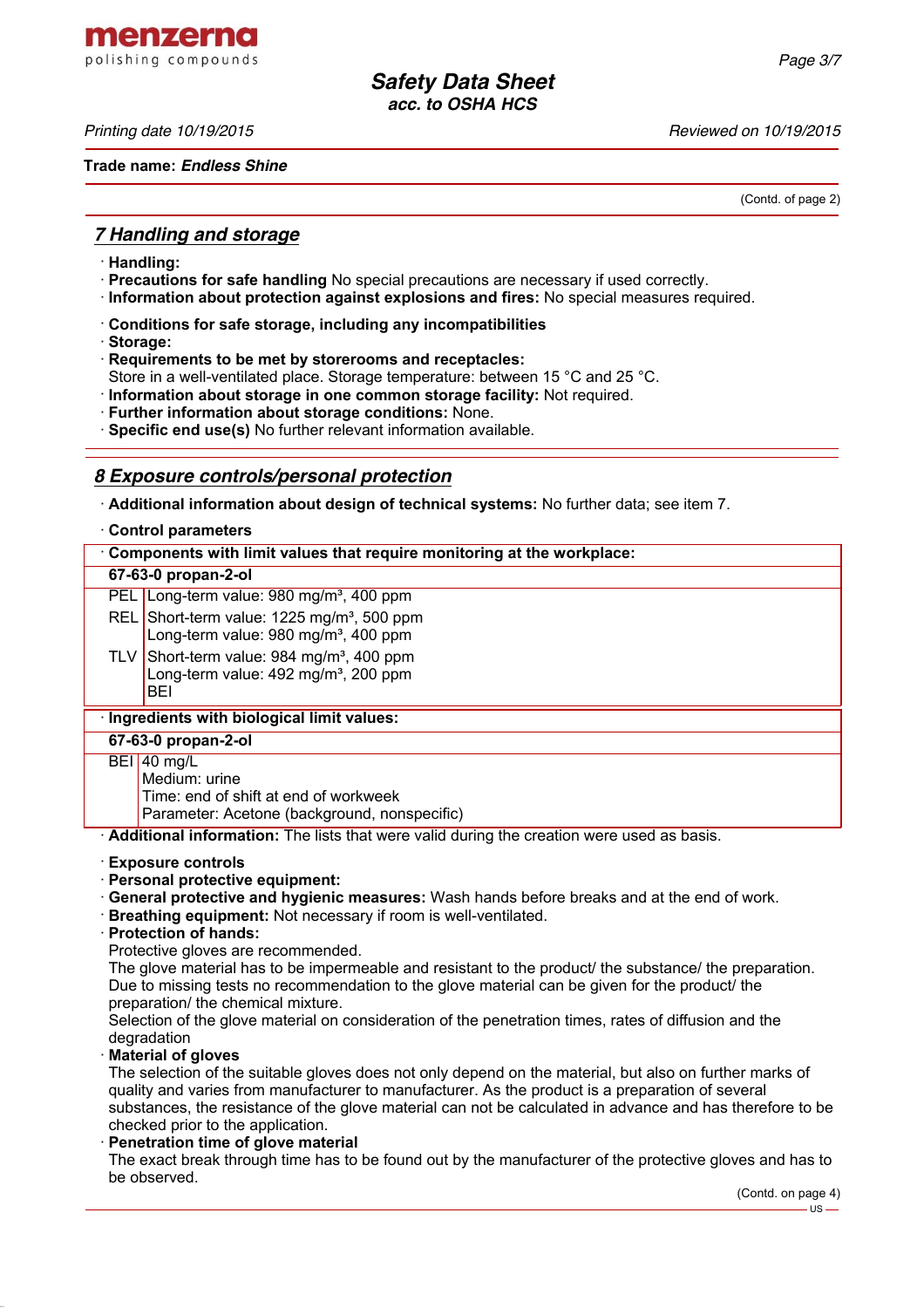Trade name: ***Endless Shine***

(Contd. of page 2)

## 7 Handling and storage

· **Handling:**
· **Precautions for safe handling** No special precautions are necessary if used correctly.
· **Information about protection against explosions and fires:** No special measures required.

· **Conditions for safe storage, including any incompatibilities**
· **Storage:**
· **Requirements to be met by storerooms and receptacles:**
Store in a well-ventilated place. Storage temperature: between 15 °C and 25 °C.
· **Information about storage in one common storage facility:** Not required.
· **Further information about storage conditions:** None.
· **Specific end use(s)** No further relevant information available.

## 8 Exposure controls/personal protection

· **Additional information about design of technical systems:** No further data; see item 7.

· **Control parameters**

| · **Components with limit values that require monitoring at the workplace:** | |
|---|---|
| **67-63-0 propan-2-ol** | |
| PEL | Long-term value: 980 mg/m³, 400 ppm |
| REL | Short-term value: 1225 mg/m³, 500 ppm<br>Long-term value: 980 mg/m³, 400 ppm |
| TLV | Short-term value: 984 mg/m³, 400 ppm<br>Long-term value: 492 mg/m³, 200 ppm<br>BEI |

| · **Ingredients with biological limit values:** | |
|---|---|
| **67-63-0 propan-2-ol** | |
| BEI | 40 mg/L<br>Medium: urine<br>Time: end of shift at end of workweek<br>Parameter: Acetone (background, nonspecific) |

· **Additional information:** The lists that were valid during the creation were used as basis.

· **Exposure controls**
· **Personal protective equipment:**
· **General protective and hygienic measures:** Wash hands before breaks and at the end of work.
· **Breathing equipment:** Not necessary if room is well-ventilated.
· **Protection of hands:**
Protective gloves are recommended.
The glove material has to be impermeable and resistant to the product/ the substance/ the preparation.
Due to missing tests no recommendation to the glove material can be given for the product/ the preparation/ the chemical mixture.
Selection of the glove material on consideration of the penetration times, rates of diffusion and the degradation
· **Material of gloves**
The selection of the suitable gloves does not only depend on the material, but also on further marks of quality and varies from manufacturer to manufacturer. As the product is a preparation of several substances, the resistance of the glove material can not be calculated in advance and has therefore to be checked prior to the application.
· **Penetration time of glove material**
The exact break through time has to be found out by the manufacturer of the protective gloves and has to be observed.

(Contd. on page 4)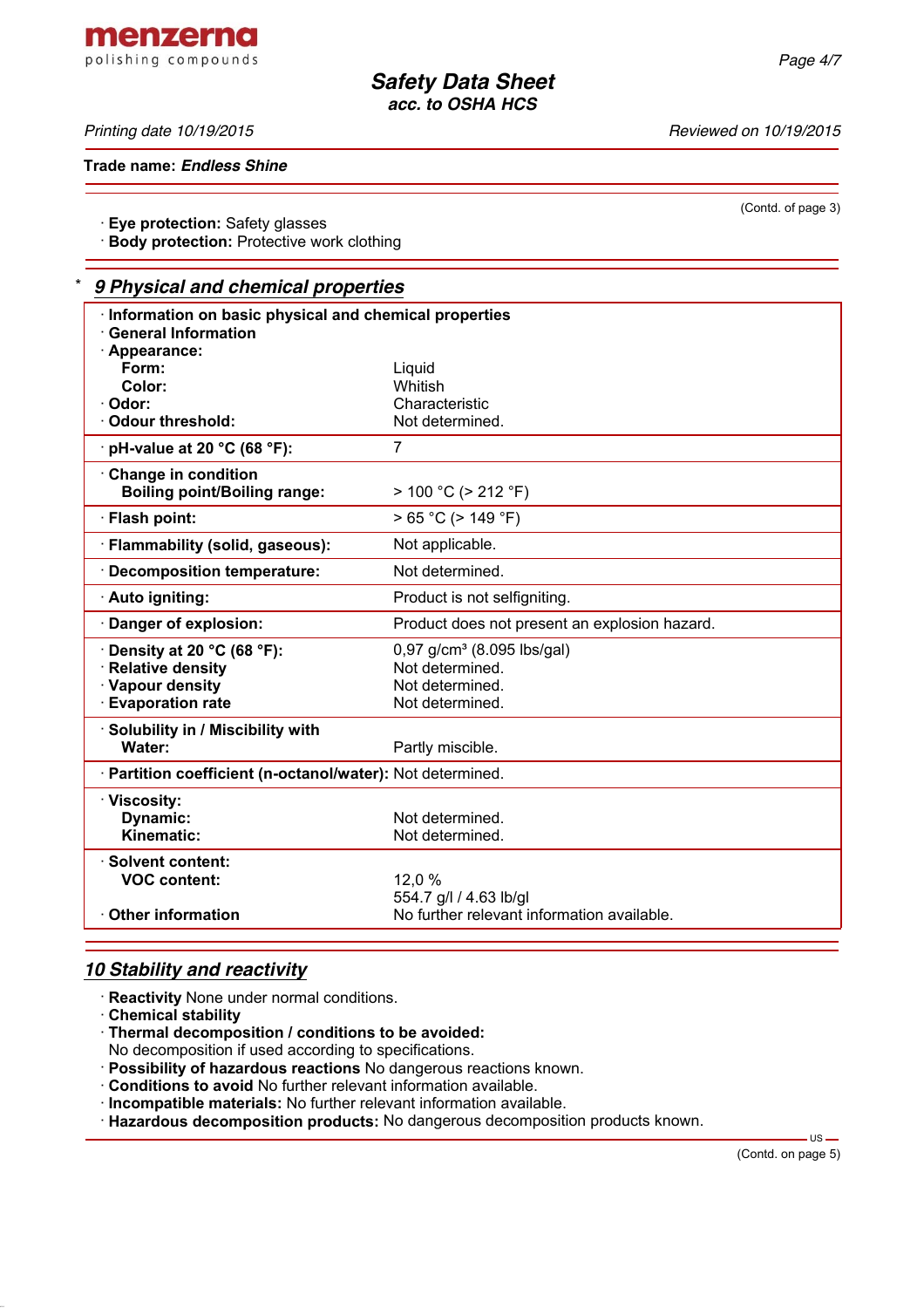Trade name: ***Endless Shine***

(Contd. of page 3)

· **Eye protection:** Safety glasses
· **Body protection:** Protective work clothing

## * 9 Physical and chemical properties

| · **Information on basic physical and chemical properties** | |
|---|---|
| · **General Information** | |
| · **Appearance:** | |
| **Form:** | Liquid |
| **Color:** | Whitish |
| · **Odor:** | Characteristic |
| · **Odour threshold:** | Not determined. |
| · **pH-value at 20 °C (68 °F):** | 7 |
| · **Change in condition** | |
| **Boiling point/Boiling range:** | > 100 °C (> 212 °F) |
| · **Flash point:** | > 65 °C (> 149 °F) |
| · **Flammability (solid, gaseous):** | Not applicable. |
| · **Decomposition temperature:** | Not determined. |
| · **Auto igniting:** | Product is not selfigniting. |
| · **Danger of explosion:** | Product does not present an explosion hazard. |
| · **Density at 20 °C (68 °F):** | 0,97 g/cm³ (8.095 lbs/gal) |
| · **Relative density** | Not determined. |
| · **Vapour density** | Not determined. |
| · **Evaporation rate** | Not determined. |
| · **Solubility in / Miscibility with** | |
| **Water:** | Partly miscible. |
| · **Partition coefficient (n-octanol/water):** | Not determined. |
| · **Viscosity:** | |
| **Dynamic:** | Not determined. |
| **Kinematic:** | Not determined. |
| · **Solvent content:** | |
| **VOC content:** | 12,0 % |
| | 554.7 g/l / 4.63 lb/gl |
| · **Other information** | No further relevant information available. |

## 10 Stability and reactivity

· **Reactivity** None under normal conditions.
· **Chemical stability**
· **Thermal decomposition / conditions to be avoided:**
No decomposition if used according to specifications.
· **Possibility of hazardous reactions** No dangerous reactions known.
· **Conditions to avoid** No further relevant information available.
· **Incompatible materials:** No further relevant information available.
· **Hazardous decomposition products:** No dangerous decomposition products known.

(Contd. on page 5)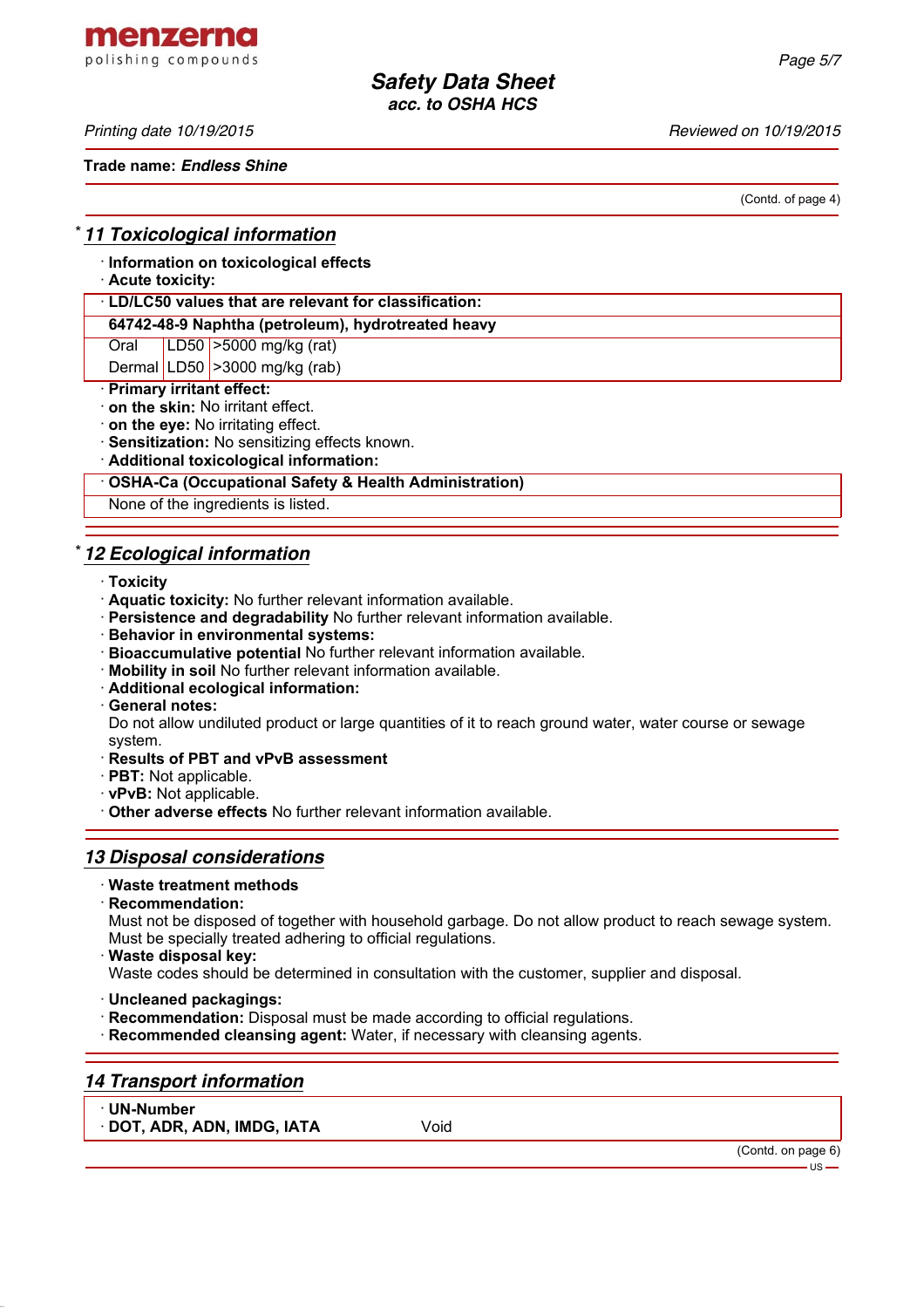(Contd. of page 4)

## * 11 Toxicological information

· **Information on toxicological effects**
· **Acute toxicity:**

| · LD/LC50 values that are relevant for classification: | | |
|---|---|---|
| **64742-48-9 Naphtha (petroleum), hydrotreated heavy** | | |
| Oral | LD50 | >5000 mg/kg (rat) |
| Dermal | LD50 | >3000 mg/kg (rab) |

· **Primary irritant effect:**
· **on the skin:** No irritant effect.
· **on the eye:** No irritating effect.
· **Sensitization:** No sensitizing effects known.
· **Additional toxicological information:**

| · OSHA-Ca (Occupational Safety & Health Administration) |
|---|
| None of the ingredients is listed. |

## * 12 Ecological information

· **Toxicity**
· **Aquatic toxicity:** No further relevant information available.
· **Persistence and degradability** No further relevant information available.
· **Behavior in environmental systems:**
· **Bioaccumulative potential** No further relevant information available.
· **Mobility in soil** No further relevant information available.
· **Additional ecological information:**
· **General notes:**
Do not allow undiluted product or large quantities of it to reach ground water, water course or sewage system.
· **Results of PBT and vPvB assessment**
· **PBT:** Not applicable.
· **vPvB:** Not applicable.
· **Other adverse effects** No further relevant information available.

## 13 Disposal considerations

· **Waste treatment methods**
· **Recommendation:**
Must not be disposed of together with household garbage. Do not allow product to reach sewage system. Must be specially treated adhering to official regulations.
· **Waste disposal key:**
Waste codes should be determined in consultation with the customer, supplier and disposal.

· **Uncleaned packagings:**
· **Recommendation:** Disposal must be made according to official regulations.
· **Recommended cleansing agent:** Water, if necessary with cleansing agents.

## 14 Transport information

| · UN-Number | |
|---|---|
| · DOT, ADR, ADN, IMDG, IATA | Void |

(Contd. on page 6)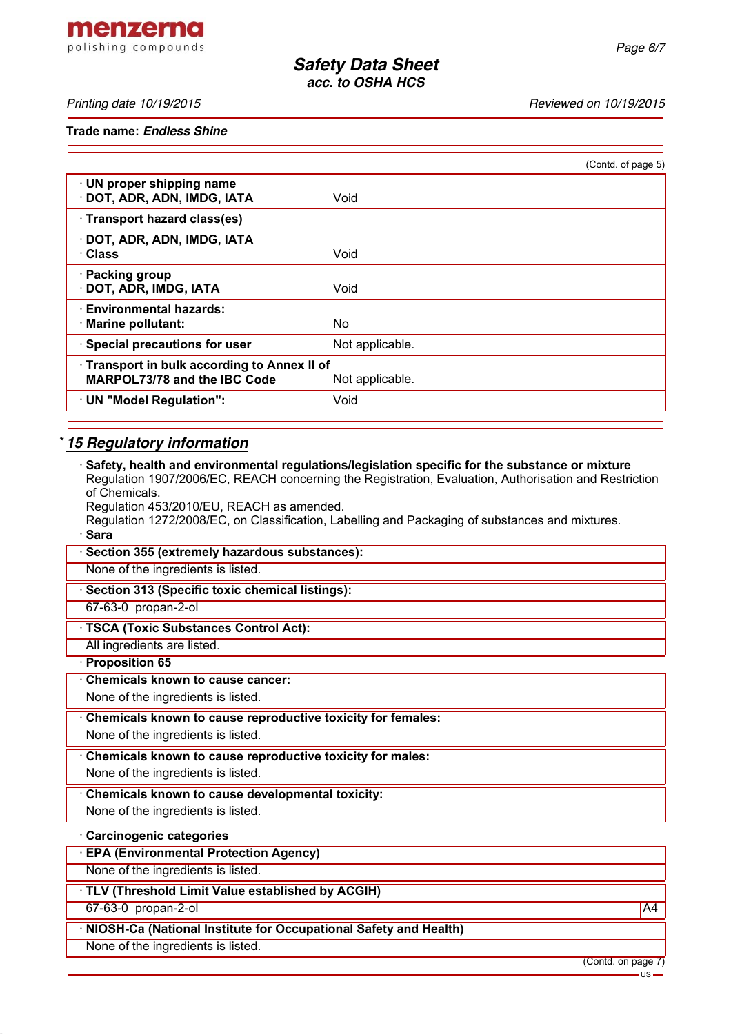(Contd. of page 5)

| | |
|---|---|
| · **UN proper shipping name**<br>· **DOT, ADR, ADN, IMDG, IATA** | Void |
| · **Transport hazard class(es)** | |
| · **DOT, ADR, ADN, IMDG, IATA**<br>· **Class** | Void |
| · **Packing group**<br>· **DOT, ADR, IMDG, IATA** | Void |
| · **Environmental hazards:**<br>· **Marine pollutant:** | No |
| · **Special precautions for user** | Not applicable. |
| · **Transport in bulk according to Annex II of MARPOL73/78 and the IBC Code** | Not applicable. |
| · **UN "Model Regulation":** | Void |

## * 15 Regulatory information

· **Safety, health and environmental regulations/legislation specific for the substance or mixture**
Regulation 1907/2006/EC, REACH concerning the Registration, Evaluation, Authorisation and Restriction of Chemicals.
Regulation 453/2010/EU, REACH as amended.
Regulation 1272/2008/EC, on Classification, Labelling and Packaging of substances and mixtures.

· **Sara**

· **Section 355 (extremely hazardous substances):**

None of the ingredients is listed.

· **Section 313 (Specific toxic chemical listings):**

| | |
|---|---|
| 67-63-0 | propan-2-ol |

· **TSCA (Toxic Substances Control Act):**

All ingredients are listed.

· **Proposition 65**

· **Chemicals known to cause cancer:**

None of the ingredients is listed.

· **Chemicals known to cause reproductive toxicity for females:**

None of the ingredients is listed.

· **Chemicals known to cause reproductive toxicity for males:**

None of the ingredients is listed.

· **Chemicals known to cause developmental toxicity:**

None of the ingredients is listed.

· **Carcinogenic categories**

· **EPA (Environmental Protection Agency)**

None of the ingredients is listed.

· **TLV (Threshold Limit Value established by ACGIH)**

| | | |
|---|---|---|
| 67-63-0 | propan-2-ol | A4 |

· **NIOSH-Ca (National Institute for Occupational Safety and Health)**

None of the ingredients is listed.

(Contd. on page 7)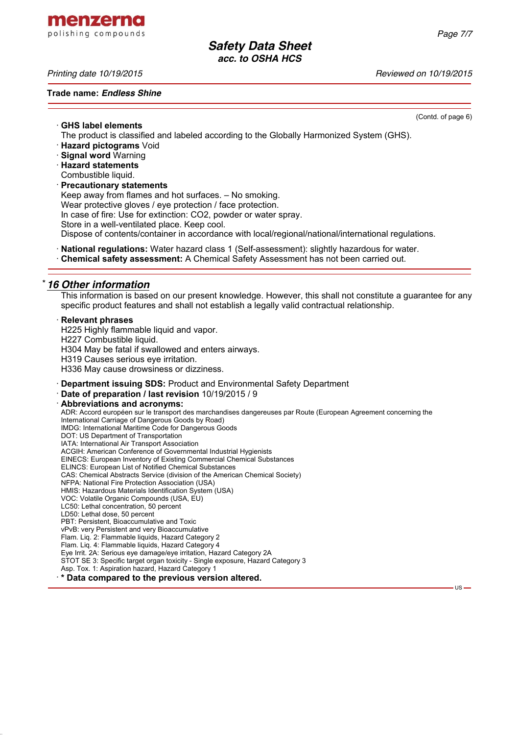(Contd. of page 6)

· **GHS label elements**
The product is classified and labeled according to the Globally Harmonized System (GHS).
· **Hazard pictograms** Void
· **Signal word** Warning
· **Hazard statements**
Combustible liquid.
· **Precautionary statements**
Keep away from flames and hot surfaces. – No smoking.
Wear protective gloves / eye protection / face protection.
In case of fire: Use for extinction: $CO_2$, powder or water spray.
Store in a well-ventilated place. Keep cool.
Dispose of contents/container in accordance with local/regional/national/international regulations.

· **National regulations:** Water hazard class 1 (Self-assessment): slightly hazardous for water.
· **Chemical safety assessment:** A Chemical Safety Assessment has not been carried out.

## * 16 Other information

This information is based on our present knowledge. However, this shall not constitute a guarantee for any specific product features and shall not establish a legally valid contractual relationship.

· **Relevant phrases**
H225 Highly flammable liquid and vapor.
H227 Combustible liquid.
H304 May be fatal if swallowed and enters airways.
H319 Causes serious eye irritation.
H336 May cause drowsiness or dizziness.

· **Department issuing SDS:** Product and Environmental Safety Department
· **Date of preparation / last revision** 10/19/2015 / 9
· **Abbreviations and acronyms:**
ADR: Accord européen sur le transport des marchandises dangereuses par Route (European Agreement concerning the International Carriage of Dangerous Goods by Road)
IMDG: International Maritime Code for Dangerous Goods
DOT: US Department of Transportation
IATA: International Air Transport Association
ACGIH: American Conference of Governmental Industrial Hygienists
EINECS: European Inventory of Existing Commercial Chemical Substances
ELINCS: European List of Notified Chemical Substances
CAS: Chemical Abstracts Service (division of the American Chemical Society)
NFPA: National Fire Protection Association (USA)
HMIS: Hazardous Materials Identification System (USA)
VOC: Volatile Organic Compounds (USA, EU)
LC50: Lethal concentration, 50 percent
LD50: Lethal dose, 50 percent
PBT: Persistent, Bioaccumulative and Toxic
vPvB: very Persistent and very Bioaccumulative
Flam. Liq. 2: Flammable liquids, Hazard Category 2
Flam. Liq. 4: Flammable liquids, Hazard Category 4
Eye Irrit. 2A: Serious eye damage/eye irritation, Hazard Category 2A
STOT SE 3: Specific target organ toxicity - Single exposure, Hazard Category 3
Asp. Tox. 1: Aspiration hazard, Hazard Category 1
· **\* Data compared to the previous version altered.**